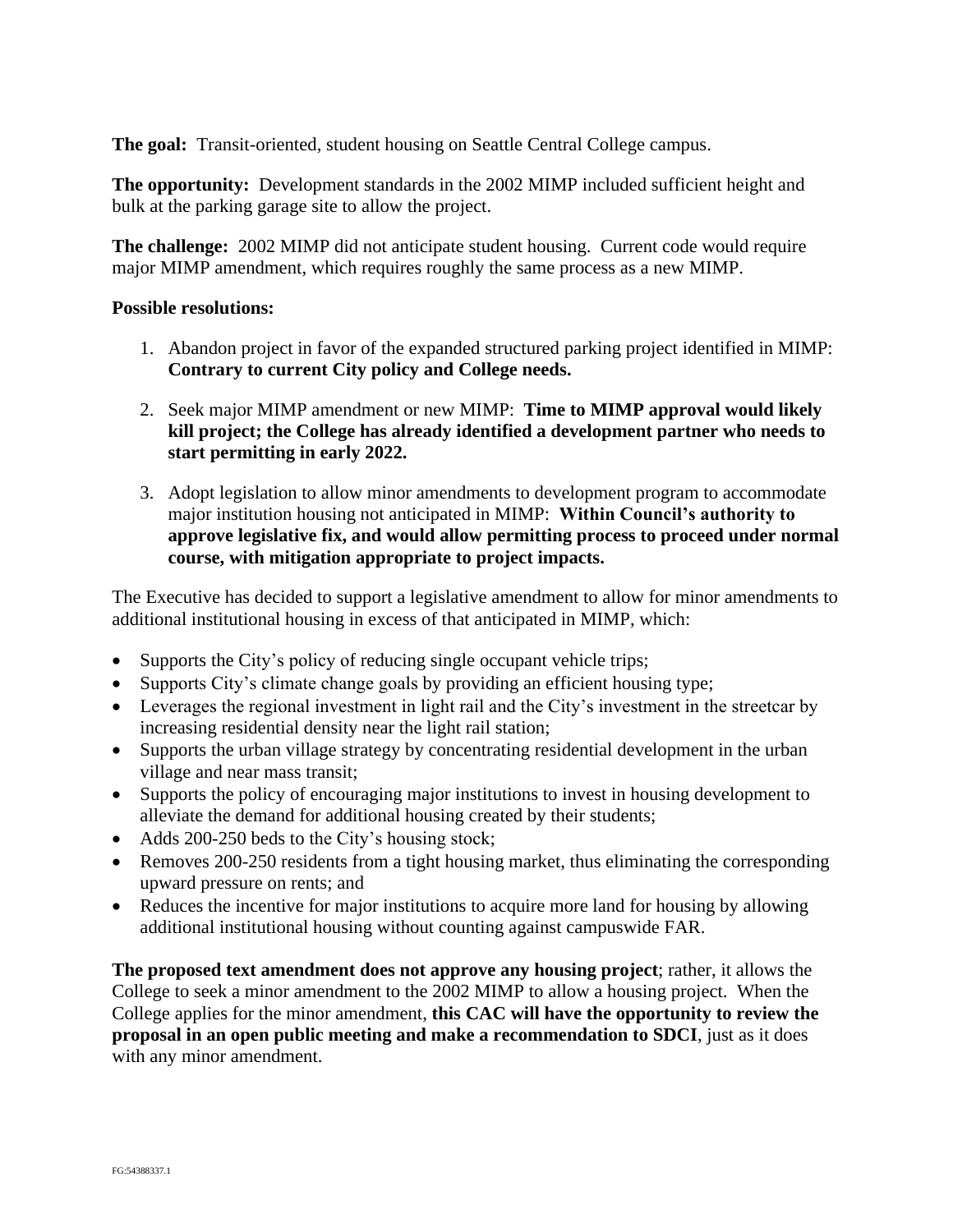**The goal:** Transit-oriented, student housing on Seattle Central College campus.

**The opportunity:** Development standards in the 2002 MIMP included sufficient height and bulk at the parking garage site to allow the project.

**The challenge:** 2002 MIMP did not anticipate student housing. Current code would require major MIMP amendment, which requires roughly the same process as a new MIMP.

**Possible resolutions:**

1. Abandon project in favor of the expanded structured parking project identified in MIMP: **Contrary to current City policy and College needs.**

2. Seek major MIMP amendment or new MIMP: **Time to MIMP approval would likely kill project; the College has already identified a development partner who needs to start permitting in early 2022.**

3. Adopt legislation to allow minor amendments to development program to accommodate major institution housing not anticipated in MIMP: **Within Council's authority to approve legislative fix, and would allow permitting process to proceed under normal course, with mitigation appropriate to project impacts.**

The Executive has decided to support a legislative amendment to allow for minor amendments to additional institutional housing in excess of that anticipated in MIMP, which:

- Supports the City's policy of reducing single occupant vehicle trips;
- Supports City's climate change goals by providing an efficient housing type;
- Leverages the regional investment in light rail and the City's investment in the streetcar by increasing residential density near the light rail station;
- Supports the urban village strategy by concentrating residential development in the urban village and near mass transit;
- Supports the policy of encouraging major institutions to invest in housing development to alleviate the demand for additional housing created by their students;
- Adds 200-250 beds to the City's housing stock;
- Removes 200-250 residents from a tight housing market, thus eliminating the corresponding upward pressure on rents; and
- Reduces the incentive for major institutions to acquire more land for housing by allowing additional institutional housing without counting against campuswide FAR.

**The proposed text amendment does not approve any housing project**; rather, it allows the College to seek a minor amendment to the 2002 MIMP to allow a housing project. When the College applies for the minor amendment, **this CAC will have the opportunity to review the proposal in an open public meeting and make a recommendation to SDCI**, just as it does with any minor amendment.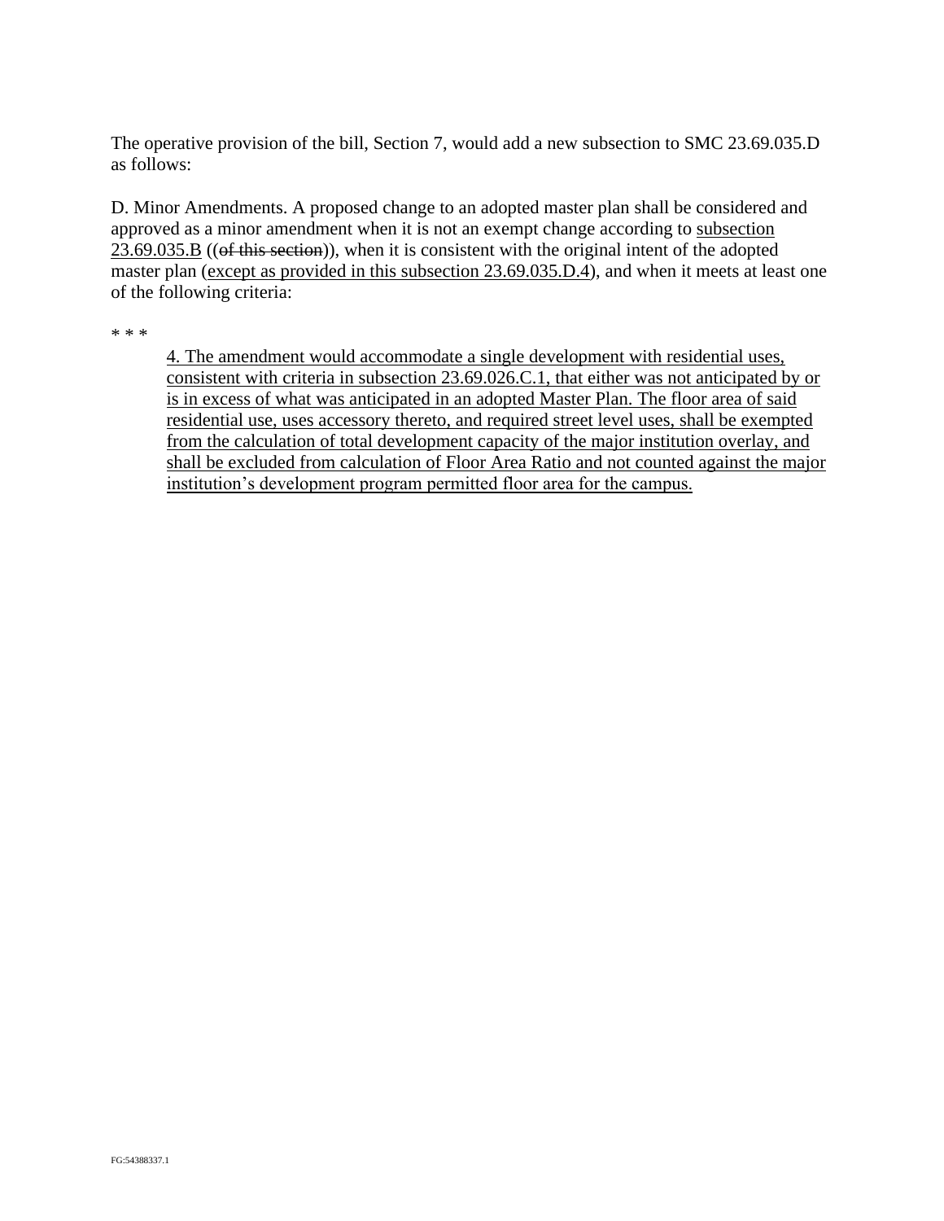The operative provision of the bill, Section 7, would add a new subsection to SMC 23.69.035.D as follows:

D. Minor Amendments. A proposed change to an adopted master plan shall be considered and approved as a minor amendment when it is not an exempt change according to <u>subsection 23.69.035.B</u> ((~~of this section~~)), when it is consistent with the original intent of the adopted master plan (<u>except as provided in this subsection 23.69.035.D.4</u>), and when it meets at least one of the following criteria:

\* \* \*

> <u>4. The amendment would accommodate a single development with residential uses, consistent with criteria in subsection 23.69.026.C.1, that either was not anticipated by or is in excess of what was anticipated in an adopted Master Plan. The floor area of said residential use, uses accessory thereto, and required street level uses, shall be exempted from the calculation of total development capacity of the major institution overlay, and shall be excluded from calculation of Floor Area Ratio and not counted against the major institution's development program permitted floor area for the campus.</u>

FG:54388337.1